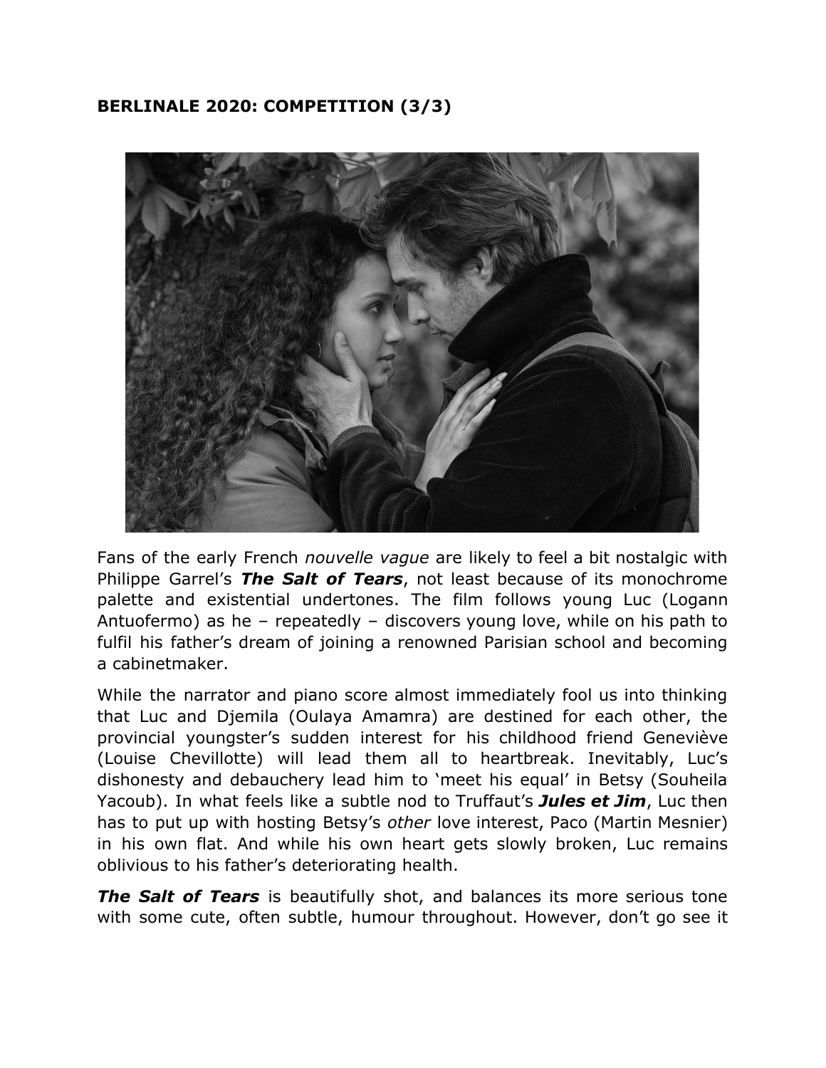**BERLINALE 2020: COMPETITION (3/3)**

Fans of the early French *nouvelle vague* are likely to feel a bit nostalgic with Philippe Garrel's ***The Salt of Tears***, not least because of its monochrome palette and existential undertones. The film follows young Luc (Logann Antuofermo) as he – repeatedly – discovers young love, while on his path to fulfil his father's dream of joining a renowned Parisian school and becoming a cabinetmaker.

While the narrator and piano score almost immediately fool us into thinking that Luc and Djemila (Oulaya Amamra) are destined for each other, the provincial youngster's sudden interest for his childhood friend Geneviève (Louise Chevillotte) will lead them all to heartbreak. Inevitably, Luc's dishonesty and debauchery lead him to 'meet his equal' in Betsy (Souheila Yacoub). In what feels like a subtle nod to Truffaut's ***Jules et Jim***, Luc then has to put up with hosting Betsy's *other* love interest, Paco (Martin Mesnier) in his own flat. And while his own heart gets slowly broken, Luc remains oblivious to his father's deteriorating health.

***The Salt of Tears*** is beautifully shot, and balances its more serious tone with some cute, often subtle, humour throughout. However, don't go see it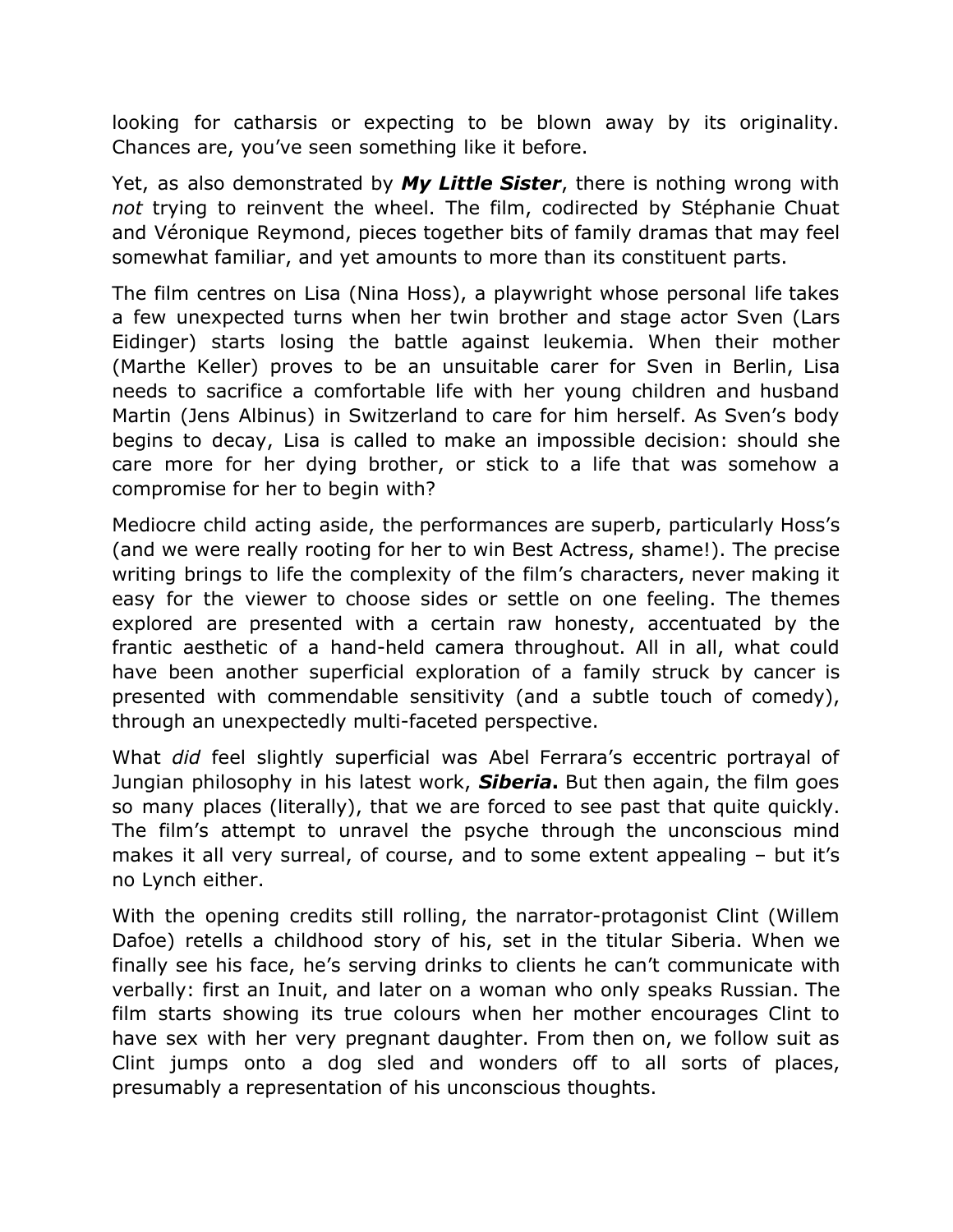looking for catharsis or expecting to be blown away by its originality. Chances are, you've seen something like it before.

Yet, as also demonstrated by ***My Little Sister***, there is nothing wrong with *not* trying to reinvent the wheel. The film, codirected by Stéphanie Chuat and Véronique Reymond, pieces together bits of family dramas that may feel somewhat familiar, and yet amounts to more than its constituent parts.

The film centres on Lisa (Nina Hoss), a playwright whose personal life takes a few unexpected turns when her twin brother and stage actor Sven (Lars Eidinger) starts losing the battle against leukemia. When their mother (Marthe Keller) proves to be an unsuitable carer for Sven in Berlin, Lisa needs to sacrifice a comfortable life with her young children and husband Martin (Jens Albinus) in Switzerland to care for him herself. As Sven's body begins to decay, Lisa is called to make an impossible decision: should she care more for her dying brother, or stick to a life that was somehow a compromise for her to begin with?

Mediocre child acting aside, the performances are superb, particularly Hoss's (and we were really rooting for her to win Best Actress, shame!). The precise writing brings to life the complexity of the film's characters, never making it easy for the viewer to choose sides or settle on one feeling. The themes explored are presented with a certain raw honesty, accentuated by the frantic aesthetic of a hand-held camera throughout. All in all, what could have been another superficial exploration of a family struck by cancer is presented with commendable sensitivity (and a subtle touch of comedy), through an unexpectedly multi-faceted perspective.

What *did* feel slightly superficial was Abel Ferrara's eccentric portrayal of Jungian philosophy in his latest work, ***Siberia*.** But then again, the film goes so many places (literally), that we are forced to see past that quite quickly. The film's attempt to unravel the psyche through the unconscious mind makes it all very surreal, of course, and to some extent appealing – but it's no Lynch either.

With the opening credits still rolling, the narrator-protagonist Clint (Willem Dafoe) retells a childhood story of his, set in the titular Siberia. When we finally see his face, he's serving drinks to clients he can't communicate with verbally: first an Inuit, and later on a woman who only speaks Russian. The film starts showing its true colours when her mother encourages Clint to have sex with her very pregnant daughter. From then on, we follow suit as Clint jumps onto a dog sled and wonders off to all sorts of places, presumably a representation of his unconscious thoughts.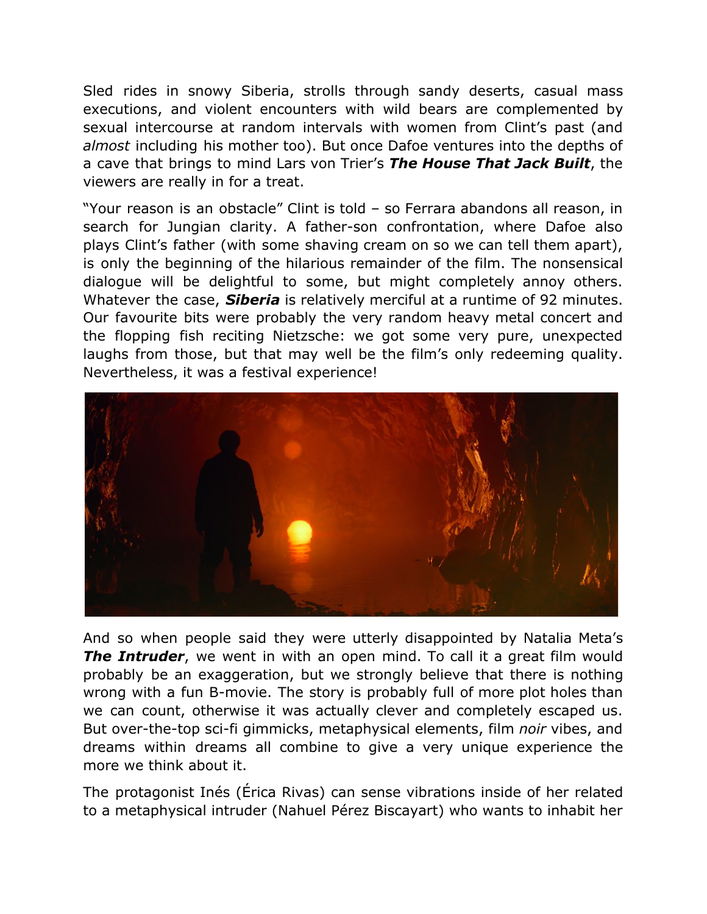Sled rides in snowy Siberia, strolls through sandy deserts, casual mass executions, and violent encounters with wild bears are complemented by sexual intercourse at random intervals with women from Clint's past (and *almost* including his mother too). But once Dafoe ventures into the depths of a cave that brings to mind Lars von Trier's ***The House That Jack Built***, the viewers are really in for a treat.

"Your reason is an obstacle" Clint is told – so Ferrara abandons all reason, in search for Jungian clarity. A father-son confrontation, where Dafoe also plays Clint's father (with some shaving cream on so we can tell them apart), is only the beginning of the hilarious remainder of the film. The nonsensical dialogue will be delightful to some, but might completely annoy others. Whatever the case, ***Siberia*** is relatively merciful at a runtime of 92 minutes. Our favourite bits were probably the very random heavy metal concert and the flopping fish reciting Nietzsche: we got some very pure, unexpected laughs from those, but that may well be the film's only redeeming quality. Nevertheless, it was a festival experience!

And so when people said they were utterly disappointed by Natalia Meta's ***The Intruder***, we went in with an open mind. To call it a great film would probably be an exaggeration, but we strongly believe that there is nothing wrong with a fun B-movie. The story is probably full of more plot holes than we can count, otherwise it was actually clever and completely escaped us. But over-the-top sci-fi gimmicks, metaphysical elements, film *noir* vibes, and dreams within dreams all combine to give a very unique experience the more we think about it.

The protagonist Inés (Érica Rivas) can sense vibrations inside of her related to a metaphysical intruder (Nahuel Pérez Biscayart) who wants to inhabit her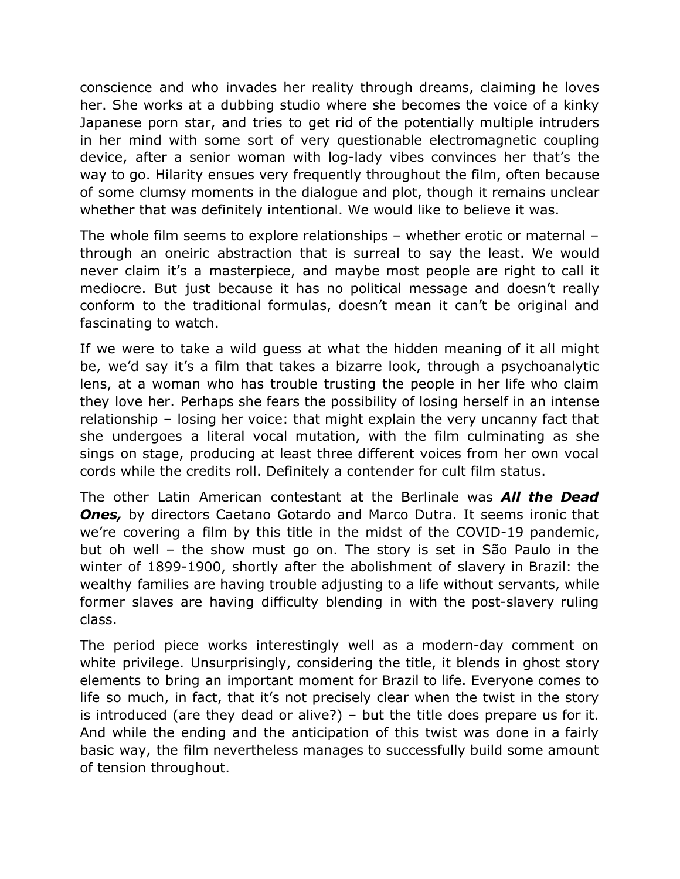conscience and who invades her reality through dreams, claiming he loves her. She works at a dubbing studio where she becomes the voice of a kinky Japanese porn star, and tries to get rid of the potentially multiple intruders in her mind with some sort of very questionable electromagnetic coupling device, after a senior woman with log-lady vibes convinces her that's the way to go. Hilarity ensues very frequently throughout the film, often because of some clumsy moments in the dialogue and plot, though it remains unclear whether that was definitely intentional. We would like to believe it was.

The whole film seems to explore relationships – whether erotic or maternal – through an oneiric abstraction that is surreal to say the least. We would never claim it's a masterpiece, and maybe most people are right to call it mediocre. But just because it has no political message and doesn't really conform to the traditional formulas, doesn't mean it can't be original and fascinating to watch.

If we were to take a wild guess at what the hidden meaning of it all might be, we'd say it's a film that takes a bizarre look, through a psychoanalytic lens, at a woman who has trouble trusting the people in her life who claim they love her. Perhaps she fears the possibility of losing herself in an intense relationship – losing her voice: that might explain the very uncanny fact that she undergoes a literal vocal mutation, with the film culminating as she sings on stage, producing at least three different voices from her own vocal cords while the credits roll. Definitely a contender for cult film status.

The other Latin American contestant at the Berlinale was ***All the Dead Ones,*** by directors Caetano Gotardo and Marco Dutra. It seems ironic that we're covering a film by this title in the midst of the COVID-19 pandemic, but oh well – the show must go on. The story is set in São Paulo in the winter of 1899-1900, shortly after the abolishment of slavery in Brazil: the wealthy families are having trouble adjusting to a life without servants, while former slaves are having difficulty blending in with the post-slavery ruling class.

The period piece works interestingly well as a modern-day comment on white privilege. Unsurprisingly, considering the title, it blends in ghost story elements to bring an important moment for Brazil to life. Everyone comes to life so much, in fact, that it's not precisely clear when the twist in the story is introduced (are they dead or alive?) – but the title does prepare us for it. And while the ending and the anticipation of this twist was done in a fairly basic way, the film nevertheless manages to successfully build some amount of tension throughout.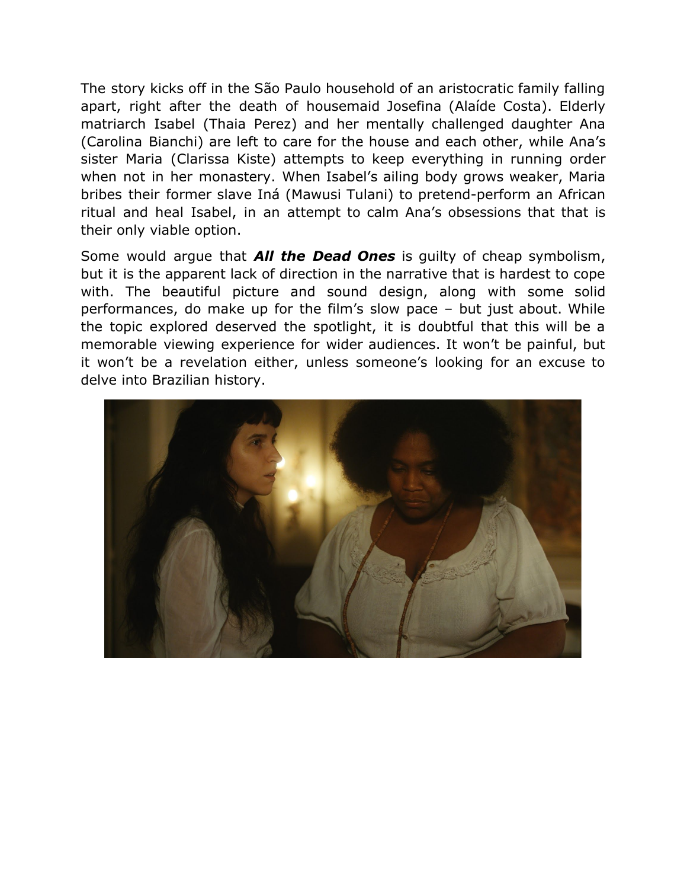The story kicks off in the São Paulo household of an aristocratic family falling apart, right after the death of housemaid Josefina (Alaíde Costa). Elderly matriarch Isabel (Thaia Perez) and her mentally challenged daughter Ana (Carolina Bianchi) are left to care for the house and each other, while Ana's sister Maria (Clarissa Kiste) attempts to keep everything in running order when not in her monastery. When Isabel's ailing body grows weaker, Maria bribes their former slave Iná (Mawusi Tulani) to pretend-perform an African ritual and heal Isabel, in an attempt to calm Ana's obsessions that that is their only viable option.

Some would argue that ***All the Dead Ones*** is guilty of cheap symbolism, but it is the apparent lack of direction in the narrative that is hardest to cope with. The beautiful picture and sound design, along with some solid performances, do make up for the film's slow pace – but just about. While the topic explored deserved the spotlight, it is doubtful that this will be a memorable viewing experience for wider audiences. It won't be painful, but it won't be a revelation either, unless someone's looking for an excuse to delve into Brazilian history.